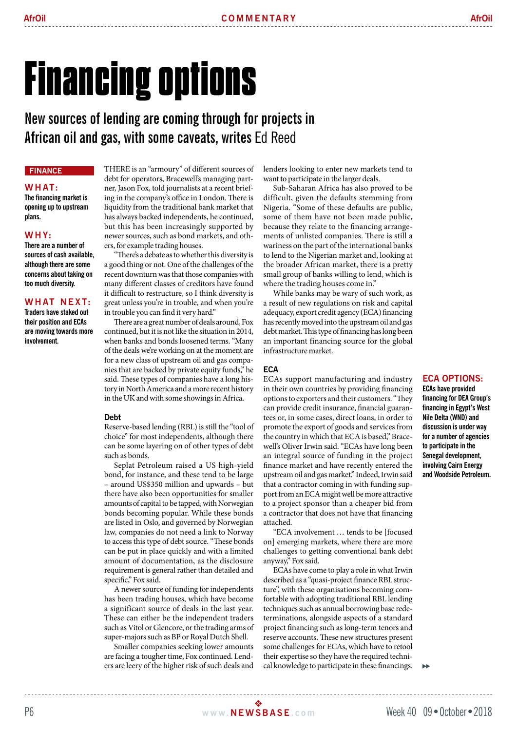# Financing options

## New sources of lending are coming through for projects in African oil and gas, with some caveats, writes Ed Reed

**FINANCE**

**WHAT:**
The financing market is opening up to upstream plans.

**WHY:**
There are a number of sources of cash available, although there are some concerns about taking on too much diversity.

**WHAT NEXT:**
Traders have staked out their position and ECAs are moving towards more involvement.

THERE is an "armoury" of different sources of debt for operators, Bracewell's managing partner, Jason Fox, told journalists at a recent briefing in the company's office in London. There is liquidity from the traditional bank market that has always backed independents, he continued, but this has been increasingly supported by newer sources, such as bond markets, and others, for example trading houses.

"There's a debate as to whether this diversity is a good thing or not. One of the challenges of the recent downturn was that those companies with many different classes of creditors have found it difficult to restructure, so I think diversity is great unless you're in trouble, and when you're in trouble you can find it very hard."

There are a great number of deals around, Fox continued, but it is not like the situation in 2014, when banks and bonds loosened terms. "Many of the deals we're working on at the moment are for a new class of upstream oil and gas companies that are backed by private equity funds," he said. These types of companies have a long history in North America and a more recent history in the UK and with some showings in Africa.

### Debt

Reserve-based lending (RBL) is still the "tool of choice" for most independents, although there can be some layering on of other types of debt such as bonds.

Seplat Petroleum raised a US high-yield bond, for instance, and these tend to be large – around US$350 million and upwards – but there have also been opportunities for smaller amounts of capital to be tapped, with Norwegian bonds becoming popular. While these bonds are listed in Oslo, and governed by Norwegian law, companies do not need a link to Norway to access this type of debt source. "These bonds can be put in place quickly and with a limited amount of documentation, as the disclosure requirement is general rather than detailed and specific," Fox said.

A newer source of funding for independents has been trading houses, which have become a significant source of deals in the last year. These can either be the independent traders such as Vitol or Glencore, or the trading arms of super-majors such as BP or Royal Dutch Shell.

Smaller companies seeking lower amounts are facing a tougher time, Fox continued. Lenders are leery of the higher risk of such deals and lenders looking to enter new markets tend to want to participate in the larger deals.

Sub-Saharan Africa has also proved to be difficult, given the defaults stemming from Nigeria. "Some of these defaults are public, some of them have not been made public, because they relate to the financing arrangements of unlisted companies. There is still a wariness on the part of the international banks to lend to the Nigerian market and, looking at the broader African market, there is a pretty small group of banks willing to lend, which is where the trading houses come in."

While banks may be wary of such work, as a result of new regulations on risk and capital adequacy, export credit agency (ECA) financing has recently moved into the upstream oil and gas debt market. This type of financing has long been an important financing source for the global infrastructure market.

### ECA

ECAs support manufacturing and industry in their own countries by providing financing options to exporters and their customers. "They can provide credit insurance, financial guarantees or, in some cases, direct loans, in order to promote the export of goods and services from the country in which that ECA is based," Bracewell's Oliver Irwin said. "ECAs have long been an integral source of funding in the project finance market and have recently entered the upstream oil and gas market." Indeed, Irwin said that a contractor coming in with funding support from an ECA might well be more attractive to a project sponsor than a cheaper bid from a contractor that does not have that financing attached.

"ECA involvement … tends to be [focused on] emerging markets, where there are more challenges to getting conventional bank debt anyway," Fox said.

ECAs have come to play a role in what Irwin described as a "quasi-project finance RBL structure", with these organisations becoming comfortable with adopting traditional RBL lending techniques such as annual borrowing base redeterminations, alongside aspects of a standard project financing such as long-term tenors and reserve accounts. These new structures present some challenges for ECAs, which have to retool their expertise so they have the required technical knowledge to participate in these financings.

**ECA OPTIONS:**
ECAs have provided financing for DEA Group's financing in Egypt's West Nile Delta (WND) and discussion is under way for a number of agencies to participate in the Senegal development, involving Cairn Energy and Woodside Petroleum.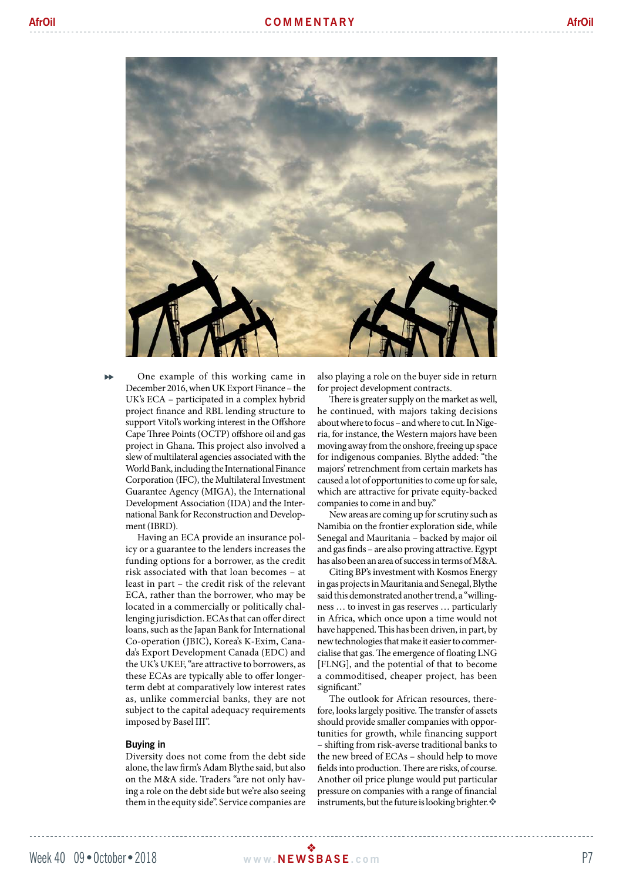One example of this working came in December 2016, when UK Export Finance – the UK's ECA – participated in a complex hybrid project finance and RBL lending structure to support Vitol's working interest in the Offshore Cape Three Points (OCTP) offshore oil and gas project in Ghana. This project also involved a slew of multilateral agencies associated with the World Bank, including the International Finance Corporation (IFC), the Multilateral Investment Guarantee Agency (MIGA), the International Development Association (IDA) and the International Bank for Reconstruction and Development (IBRD).

Having an ECA provide an insurance policy or a guarantee to the lenders increases the funding options for a borrower, as the credit risk associated with that loan becomes – at least in part – the credit risk of the relevant ECA, rather than the borrower, who may be located in a commercially or politically challenging jurisdiction. ECAs that can offer direct loans, such as the Japan Bank for International Co-operation (JBIC), Korea's K-Exim, Canada's Export Development Canada (EDC) and the UK's UKEF, "are attractive to borrowers, as these ECAs are typically able to offer longer-term debt at comparatively low interest rates as, unlike commercial banks, they are not subject to the capital adequacy requirements imposed by Basel III".

### Buying in

Diversity does not come from the debt side alone, the law firm's Adam Blythe said, but also on the M&A side. Traders "are not only having a role on the debt side but we're also seeing them in the equity side". Service companies are also playing a role on the buyer side in return for project development contracts.

There is greater supply on the market as well, he continued, with majors taking decisions about where to focus – and where to cut. In Nigeria, for instance, the Western majors have been moving away from the onshore, freeing up space for indigenous companies. Blythe added: "the majors' retrenchment from certain markets has caused a lot of opportunities to come up for sale, which are attractive for private equity-backed companies to come in and buy."

New areas are coming up for scrutiny such as Namibia on the frontier exploration side, while Senegal and Mauritania – backed by major oil and gas finds – are also proving attractive. Egypt has also been an area of success in terms of M&A.

Citing BP's investment with Kosmos Energy in gas projects in Mauritania and Senegal, Blythe said this demonstrated another trend, a "willingness … to invest in gas reserves … particularly in Africa, which once upon a time would not have happened. This has been driven, in part, by new technologies that make it easier to commercialise that gas. The emergence of floating LNG [FLNG], and the potential of that to become a commoditised, cheaper project, has been significant."

The outlook for African resources, therefore, looks largely positive. The transfer of assets should provide smaller companies with opportunities for growth, while financing support – shifting from risk-averse traditional banks to the new breed of ECAs – should help to move fields into production. There are risks, of course. Another oil price plunge would put particular pressure on companies with a range of financial instruments, but the future is looking brighter.